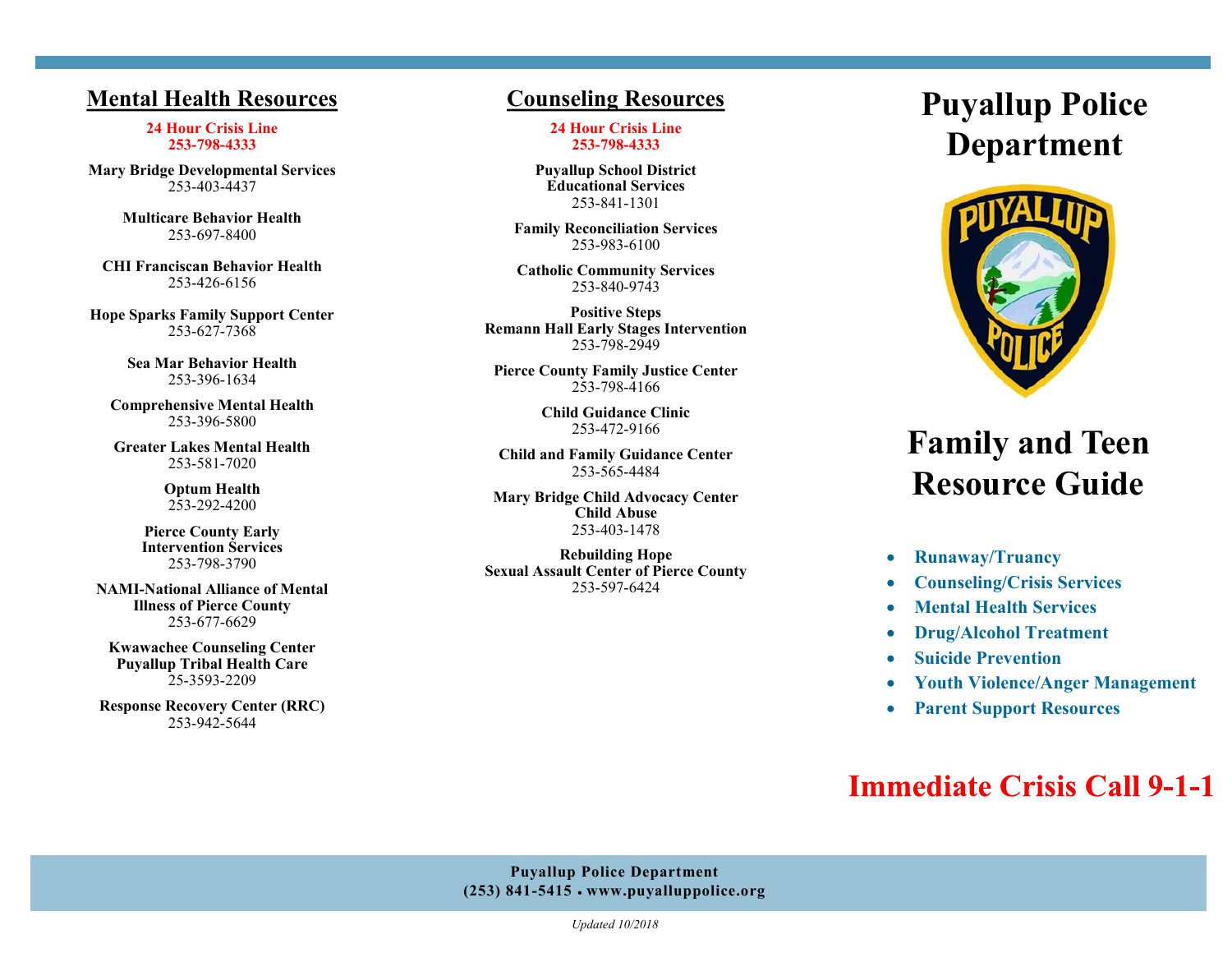## Mental Health Resources

**24 Hour Crisis Line**
**253-798-4333**

**Mary Bridge Developmental Services**
253-403-4437

**Multicare Behavior Health**
253-697-8400

**CHI Franciscan Behavior Health**
253-426-6156

**Hope Sparks Family Support Center**
253-627-7368

**Sea Mar Behavior Health**
253-396-1634

**Comprehensive Mental Health**
253-396-5800

**Greater Lakes Mental Health**
253-581-7020

**Optum Health**
253-292-4200

**Pierce County Early Intervention Services**
253-798-3790

**NAMI-National Alliance of Mental Illness of Pierce County**
253-677-6629

**Kwawachee Counseling Center Puyallup Tribal Health Care**
25-3593-2209

**Response Recovery Center (RRC)**
253-942-5644

## Counseling Resources

**24 Hour Crisis Line**
**253-798-4333**

**Puyallup School District Educational Services**
253-841-1301

**Family Reconciliation Services**
253-983-6100

**Catholic Community Services**
253-840-9743

**Positive Steps Remann Hall Early Stages Intervention**
253-798-2949

**Pierce County Family Justice Center**
253-798-4166

**Child Guidance Clinic**
253-472-9166

**Child and Family Guidance Center**
253-565-4484

**Mary Bridge Child Advocacy Center Child Abuse**
253-403-1478

**Rebuilding Hope Sexual Assault Center of Pierce County**
253-597-6424

# Puyallup Police Department

# Family and Teen Resource Guide

- **Runaway/Truancy**
- **Counseling/Crisis Services**
- **Mental Health Services**
- **Drug/Alcohol Treatment**
- **Suicide Prevention**
- **Youth Violence/Anger Management**
- **Parent Support Resources**

## Immediate Crisis Call 9-1-1

**Puyallup Police Department**
**(253) 841-5415 • www.puyalluppolice.org**

*Updated 10/2018*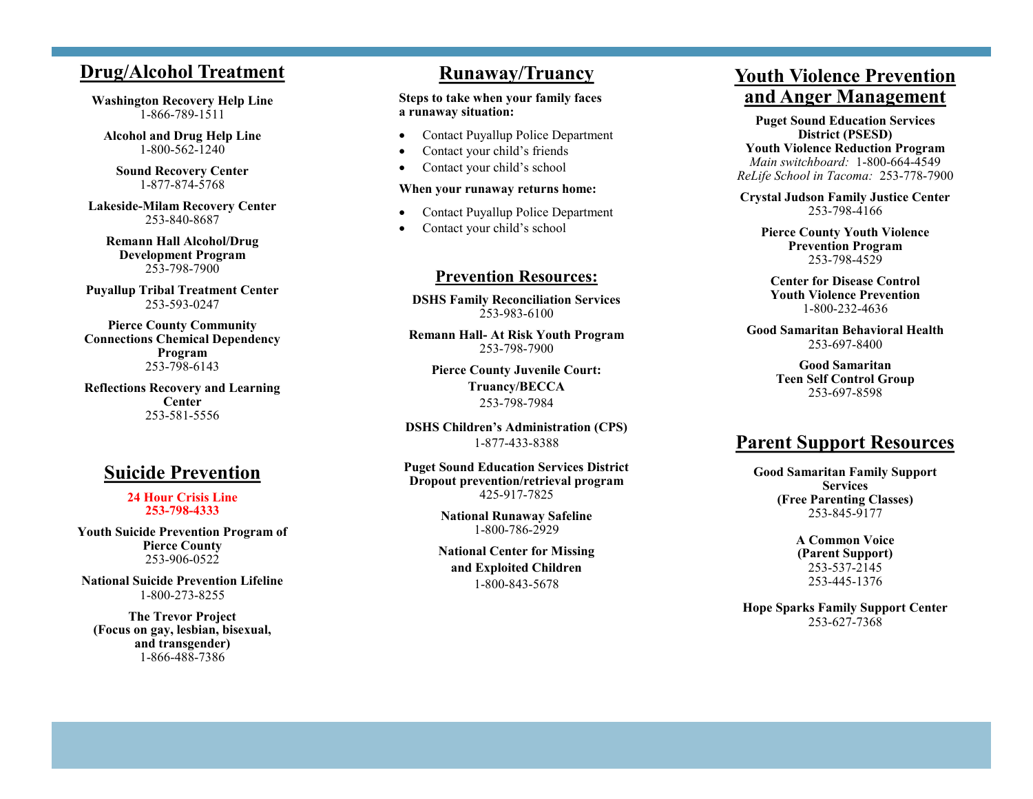## Drug/Alcohol Treatment

**Washington Recovery Help Line**
1-866-789-1511

**Alcohol and Drug Help Line**
1-800-562-1240

**Sound Recovery Center**
1-877-874-5768

**Lakeside-Milam Recovery Center**
253-840-8687

**Remann Hall Alcohol/Drug Development Program**
253-798-7900

**Puyallup Tribal Treatment Center**
253-593-0247

**Pierce County Community Connections Chemical Dependency Program**
253-798-6143

**Reflections Recovery and Learning Center**
253-581-5556

## Suicide Prevention

**24 Hour Crisis Line**
**253-798-4333**

**Youth Suicide Prevention Program of Pierce County**
253-906-0522

**National Suicide Prevention Lifeline**
1-800-273-8255

**The Trevor Project**
**(Focus on gay, lesbian, bisexual, and transgender)**
1-866-488-7386

## Runaway/Truancy

**Steps to take when your family faces a runaway situation:**

- Contact Puyallup Police Department
- Contact your child's friends
- Contact your child's school

**When your runaway returns home:**

- Contact Puyallup Police Department
- Contact your child's school

## Prevention Resources:

**DSHS Family Reconciliation Services**
253-983-6100

**Remann Hall- At Risk Youth Program**
253-798-7900

**Pierce County Juvenile Court: Truancy/BECCA**
253-798-7984

**DSHS Children's Administration (CPS)**
1-877-433-8388

**Puget Sound Education Services District Dropout prevention/retrieval program**
425-917-7825

**National Runaway Safeline**
1-800-786-2929

**National Center for Missing and Exploited Children**
1-800-843-5678

## Youth Violence Prevention and Anger Management

**Puget Sound Education Services District (PSESD) Youth Violence Reduction Program**
*Main switchboard:* 1-800-664-4549
*ReLife School in Tacoma:* 253-778-7900

**Crystal Judson Family Justice Center**
253-798-4166

**Pierce County Youth Violence Prevention Program**
253-798-4529

**Center for Disease Control Youth Violence Prevention**
1-800-232-4636

**Good Samaritan Behavioral Health**
253-697-8400

**Good Samaritan Teen Self Control Group**
253-697-8598

## Parent Support Resources

**Good Samaritan Family Support Services (Free Parenting Classes)**
253-845-9177

**A Common Voice (Parent Support)**
253-537-2145
253-445-1376

**Hope Sparks Family Support Center**
253-627-7368